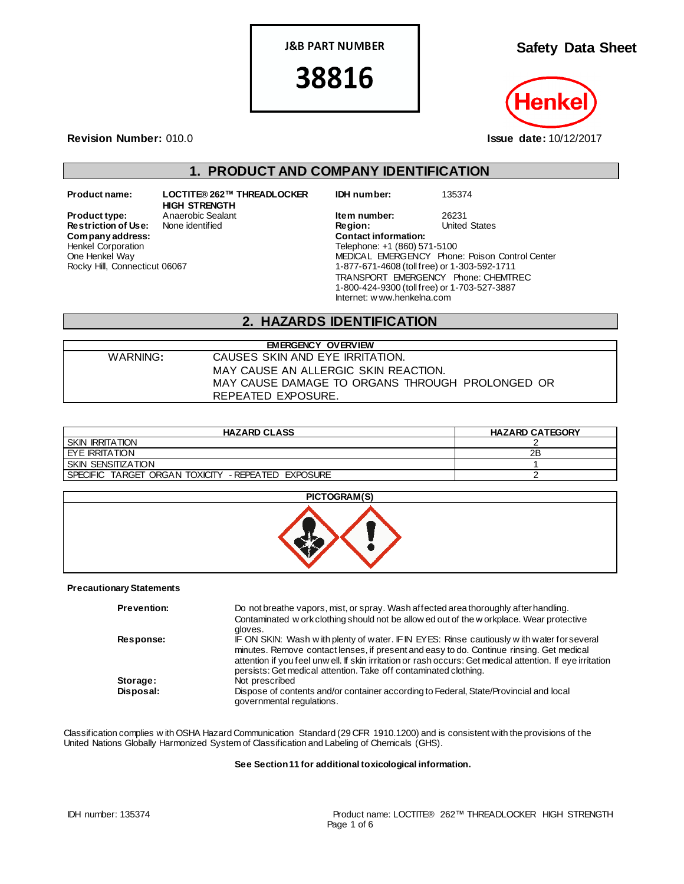**J&B PART NUMBER**

**38816**

# Safety Data Sheet

Henkel

**Revision Number:** 010.0

**Issue date:** 10/12/2017

## 1. PRODUCT AND COMPANY IDENTIFICATION

**Product name:** LOCTITE® 262™ THREADLOCKER HIGH STRENGTH

**Product type:** Anaerobic Sealant

**Restriction of Use:** None identified

**Company address:**
Henkel Corporation
One Henkel Way
Rocky Hill, Connecticut 06067

**IDH number:** 135374

**Item number:** 26231

**Region:** United States

**Contact information:**
Telephone: +1 (860) 571-5100
MEDICAL EMERGENCY Phone: Poison Control Center
1-877-671-4608 (toll free) or 1-303-592-1711
TRANSPORT EMERGENCY Phone: CHEMTREC
1-800-424-9300 (toll free) or 1-703-527-3887
Internet: www.henkelna.com

## 2. HAZARDS IDENTIFICATION

| EMERGENCY OVERVIEW | |
|---|---|
| WARNING: | CAUSES SKIN AND EYE IRRITATION.<br>MAY CAUSE AN ALLERGIC SKIN REACTION.<br>MAY CAUSE DAMAGE TO ORGANS THROUGH PROLONGED OR REPEATED EXPOSURE. |

| HAZARD CLASS | HAZARD CATEGORY |
|---|---|
| SKIN IRRITATION | 2 |
| EYE IRRITATION | 2B |
| SKIN SENSITIZATION | 1 |
| SPECIFIC TARGET ORGAN TOXICITY - REPEATED EXPOSURE | 2 |

**PICTOGRAM(S)**

**Precautionary Statements**

**Prevention:** Do not breathe vapors, mist, or spray. Wash affected area thoroughly after handling. Contaminated work clothing should not be allowed out of the workplace. Wear protective gloves.

**Response:** IF ON SKIN: Wash with plenty of water. IF IN EYES: Rinse cautiously with water for several minutes. Remove contact lenses, if present and easy to do. Continue rinsing. Get medical attention if you feel unwell. If skin irritation or rash occurs: Get medical attention. If eye irritation persists: Get medical attention. Take off contaminated clothing.

**Storage:** Not prescribed

**Disposal:** Dispose of contents and/or container according to Federal, State/Provincial and local governmental regulations.

Classification complies with OSHA Hazard Communication Standard (29 CFR 1910.1200) and is consistent with the provisions of the United Nations Globally Harmonized System of Classification and Labeling of Chemicals (GHS).

**See Section 11 for additional toxicological information.**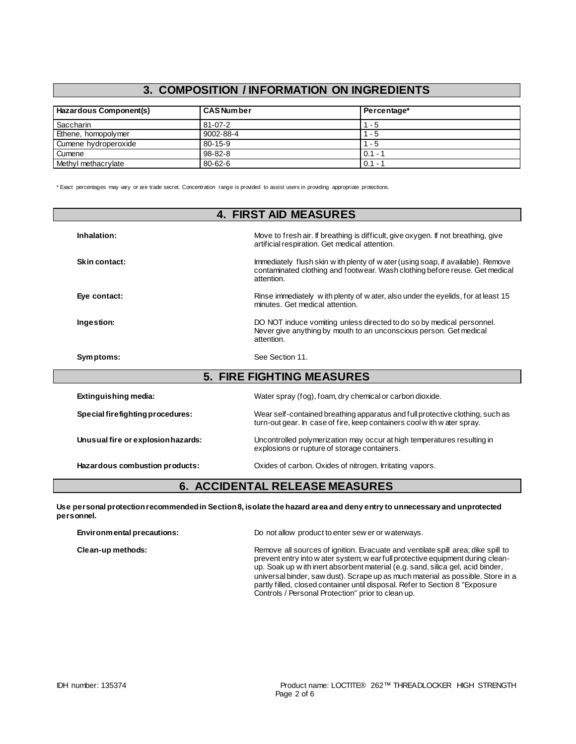## 3. COMPOSITION / INFORMATION ON INGREDIENTS

| Hazardous Component(s) | CAS Number | Percentage* |
|---|---|---|
| Saccharin | 81-07-2 | 1 - 5 |
| Ethene, homopolymer | 9002-88-4 | 1 - 5 |
| Cumene hydroperoxide | 80-15-9 | 1 - 5 |
| Cumene | 98-82-8 | 0.1 - 1 |
| Methyl methacrylate | 80-62-6 | 0.1 - 1 |

* Exact percentages may vary or are trade secret. Concentration range is provided to assist users in providing appropriate protections.

## 4. FIRST AID MEASURES

**Inhalation:** Move to fresh air. If breathing is difficult, give oxygen. If not breathing, give artificial respiration. Get medical attention.

**Skin contact:** Immediately flush skin with plenty of water (using soap, if available). Remove contaminated clothing and footwear. Wash clothing before reuse. Get medical attention.

**Eye contact:** Rinse immediately with plenty of water, also under the eyelids, for at least 15 minutes. Get medical attention.

**Ingestion:** DO NOT induce vomiting unless directed to do so by medical personnel. Never give anything by mouth to an unconscious person. Get medical attention.

**Symptoms:** See Section 11.

## 5. FIRE FIGHTING MEASURES

**Extinguishing media:** Water spray (fog), foam, dry chemical or carbon dioxide.

**Special firefighting procedures:** Wear self-contained breathing apparatus and full protective clothing, such as turn-out gear. In case of fire, keep containers cool with water spray.

**Unusual fire or explosion hazards:** Uncontrolled polymerization may occur at high temperatures resulting in explosions or rupture of storage containers.

**Hazardous combustion products:** Oxides of carbon. Oxides of nitrogen. Irritating vapors.

## 6. ACCIDENTAL RELEASE MEASURES

**Use personal protection recommended in Section 8, isolate the hazard area and deny entry to unnecessary and unprotected personnel.**

**Environmental precautions:** Do not allow product to enter sewer or waterways.

**Clean-up methods:** Remove all sources of ignition. Evacuate and ventilate spill area; dike spill to prevent entry into water system; wear full protective equipment during clean-up. Soak up with inert absorbent material (e.g. sand, silica gel, acid binder, universal binder, saw dust). Scrape up as much material as possible. Store in a partly filled, closed container until disposal. Refer to Section 8 "Exposure Controls / Personal Protection" prior to clean up.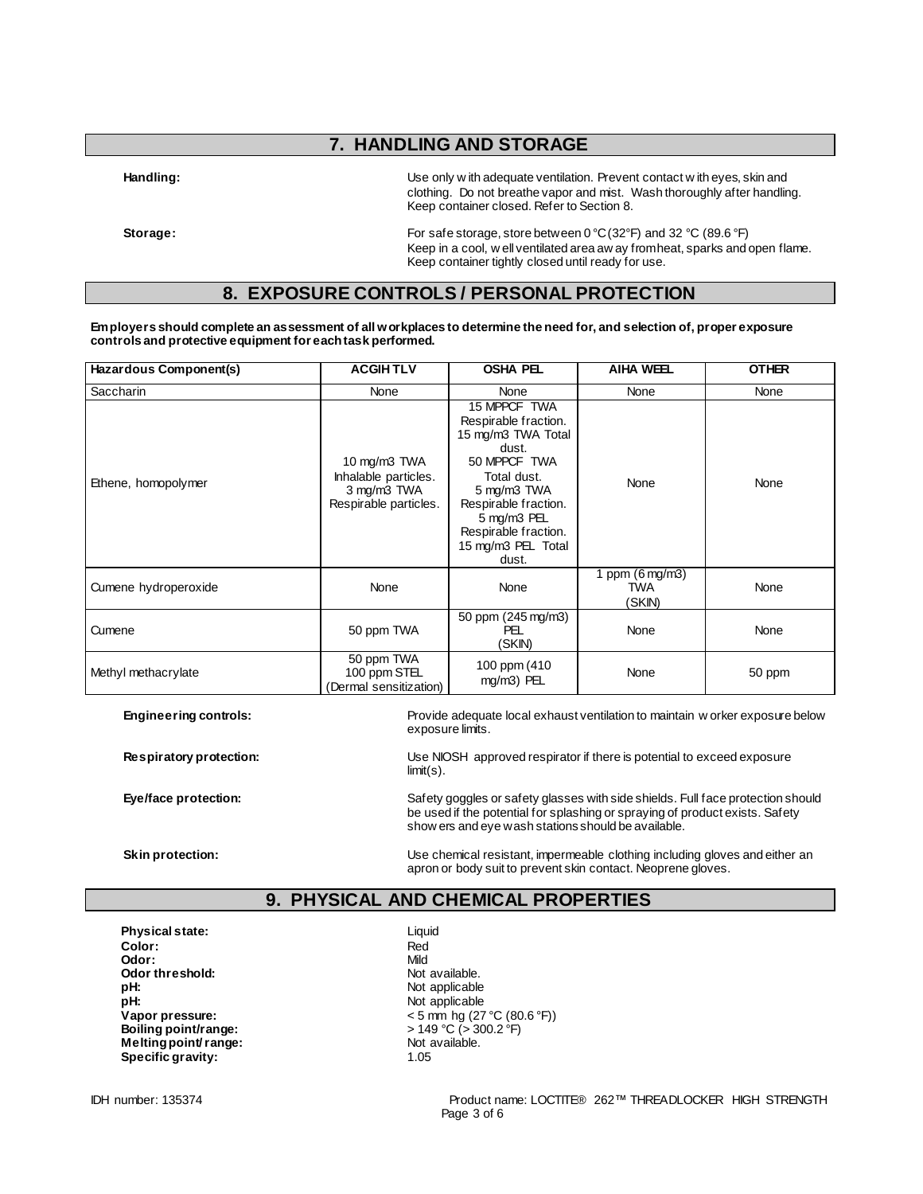## 7. HANDLING AND STORAGE

**Handling:** Use only with adequate ventilation. Prevent contact with eyes, skin and clothing. Do not breathe vapor and mist. Wash thoroughly after handling. Keep container closed. Refer to Section 8.

**Storage:** For safe storage, store between 0 °C (32°F) and 32 °C (89.6 °F)
Keep in a cool, well ventilated area away from heat, sparks and open flame. Keep container tightly closed until ready for use.

## 8. EXPOSURE CONTROLS / PERSONAL PROTECTION

**Employers should complete an assessment of all workplaces to determine the need for, and selection of, proper exposure controls and protective equipment for each task performed.**

| Hazardous Component(s) | ACGIH TLV | OSHA PEL | AIHA WEEL | OTHER |
|---|---|---|---|---|
| Saccharin | None | None | None | None |
| Ethene, homopolymer | 10 mg/m3 TWA Inhalable particles. 3 mg/m3 TWA Respirable particles. | 15 MPPCF TWA Respirable fraction. 15 mg/m3 TWA Total dust. 50 MPPCF TWA Total dust. 5 mg/m3 TWA Respirable fraction. 5 mg/m3 PEL Respirable fraction. 15 mg/m3 PEL Total dust. | None | None |
| Cumene hydroperoxide | None | None | 1 ppm (6 mg/m3) TWA (SKIN) | None |
| Cumene | 50 ppm TWA | 50 ppm (245 mg/m3) PEL (SKIN) | None | None |
| Methyl methacrylate | 50 ppm TWA 100 ppm STEL (Dermal sensitization) | 100 ppm (410 mg/m3) PEL | None | 50 ppm |

**Engineering controls:** Provide adequate local exhaust ventilation to maintain worker exposure below exposure limits.

**Respiratory protection:** Use NIOSH approved respirator if there is potential to exceed exposure limit(s).

**Eye/face protection:** Safety goggles or safety glasses with side shields. Full face protection should be used if the potential for splashing or spraying of product exists. Safety showers and eye wash stations should be available.

**Skin protection:** Use chemical resistant, impermeable clothing including gloves and either an apron or body suit to prevent skin contact. Neoprene gloves.

## 9. PHYSICAL AND CHEMICAL PROPERTIES

**Physical state:** Liquid
**Color:** Red
**Odor:** Mild
**Odor threshold:** Not available.
**pH:** Not applicable
**pH:** Not applicable
**Vapor pressure:** < 5 mm hg (27 °C (80.6 °F))
**Boiling point/range:** > 149 °C (> 300.2 °F)
**Melting point/ range:** Not available.
**Specific gravity:** 1.05

IDH number: 135374 Product name: LOCTITE® 262™ THREADLOCKER HIGH STRENGTH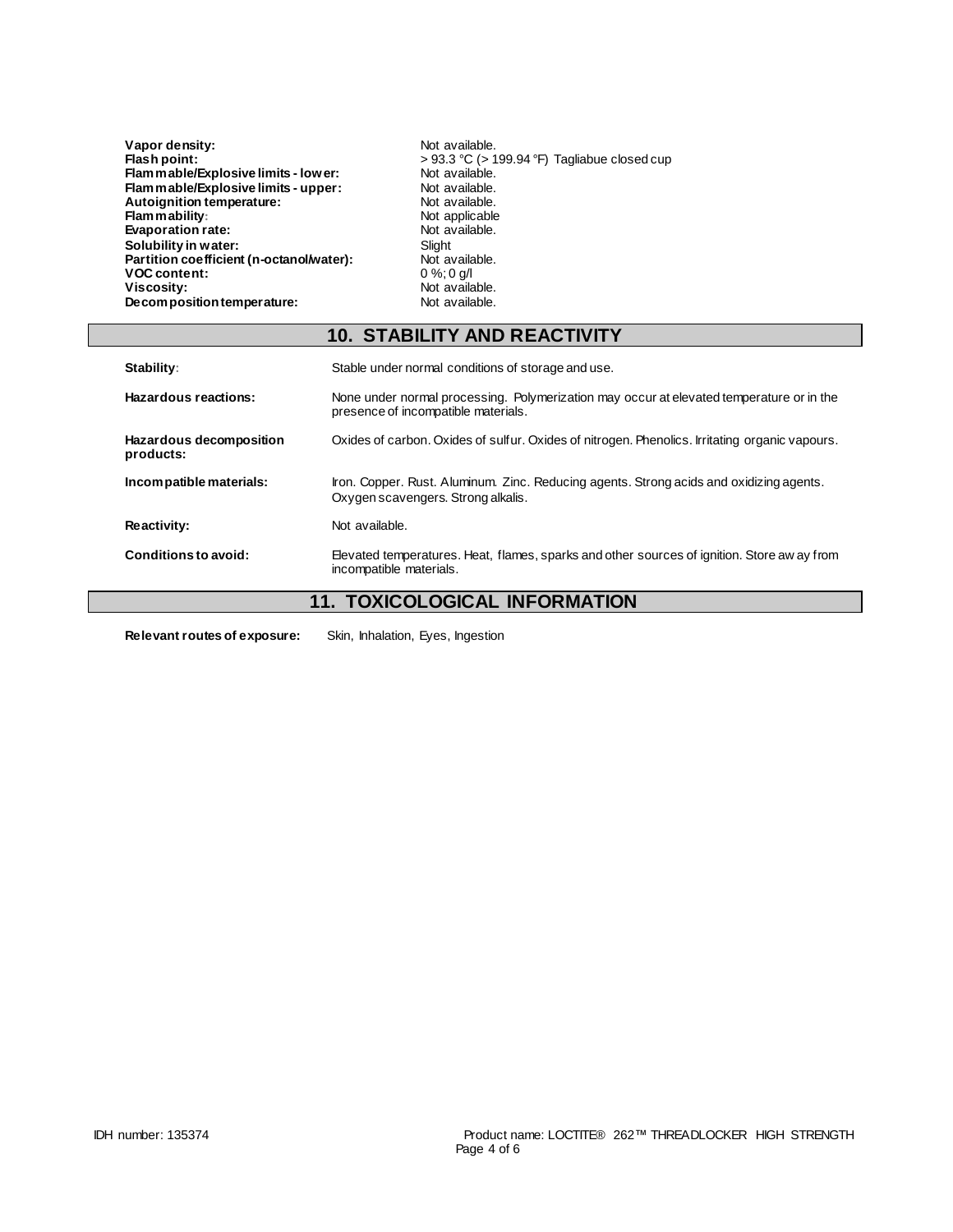| | |
|---|---|
| **Vapor density:** | Not available. |
| **Flash point:** | > 93.3 °C (> 199.94 °F) Tagliabue closed cup |
| **Flammable/Explosive limits - lower:** | Not available. |
| **Flammable/Explosive limits - upper:** | Not available. |
| **Autoignition temperature:** | Not available. |
| **Flammability:** | Not applicable |
| **Evaporation rate:** | Not available. |
| **Solubility in water:** | Slight |
| **Partition coefficient (n-octanol/water):** | Not available. |
| **VOC content:** | 0 %; 0 g/l |
| **Viscosity:** | Not available. |
| **Decomposition temperature:** | Not available. |

## 10. STABILITY AND REACTIVITY

| | |
|---|---|
| **Stability:** | Stable under normal conditions of storage and use. |
| **Hazardous reactions:** | None under normal processing. Polymerization may occur at elevated temperature or in the presence of incompatible materials. |
| **Hazardous decomposition products:** | Oxides of carbon. Oxides of sulfur. Oxides of nitrogen. Phenolics. Irritating organic vapours. |
| **Incompatible materials:** | Iron. Copper. Rust. Aluminum. Zinc. Reducing agents. Strong acids and oxidizing agents. Oxygen scavengers. Strong alkalis. |
| **Reactivity:** | Not available. |
| **Conditions to avoid:** | Elevated temperatures. Heat, flames, sparks and other sources of ignition. Store away from incompatible materials. |

## 11. TOXICOLOGICAL INFORMATION

**Relevant routes of exposure:** Skin, Inhalation, Eyes, Ingestion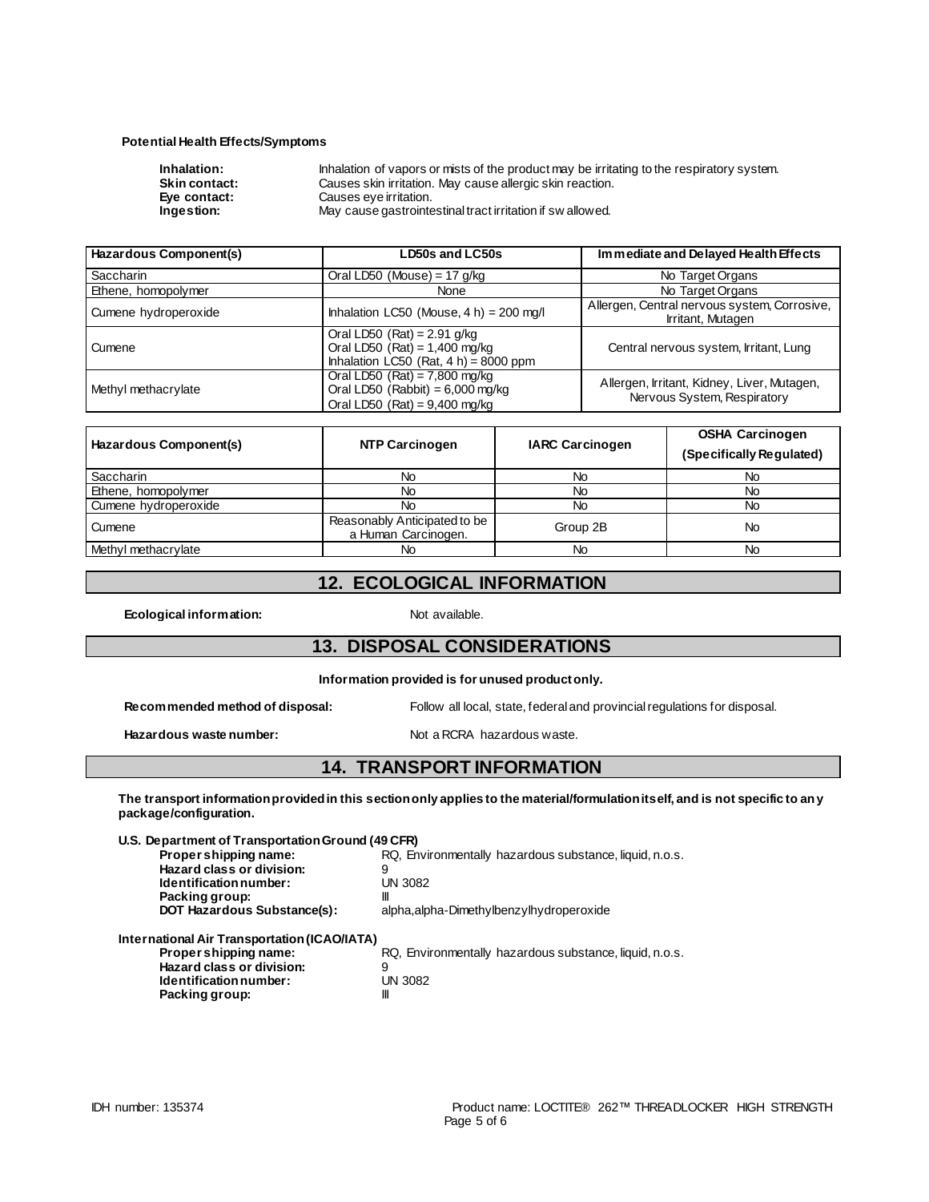**Potential Health Effects/Symptoms**

**Inhalation:** Inhalation of vapors or mists of the product may be irritating to the respiratory system.
**Skin contact:** Causes skin irritation. May cause allergic skin reaction.
**Eye contact:** Causes eye irritation.
**Ingestion:** May cause gastrointestinal tract irritation if swallowed.

| Hazardous Component(s) | LD50s and LC50s | Immediate and Delayed Health Effects |
|---|---|---|
| Saccharin | Oral LD50 (Mouse) = 17 g/kg | No Target Organs |
| Ethene, homopolymer | None | No Target Organs |
| Cumene hydroperoxide | Inhalation LC50 (Mouse, 4 h) = 200 mg/l | Allergen, Central nervous system, Corrosive, Irritant, Mutagen |
| Cumene | Oral LD50 (Rat) = 2.91 g/kg<br>Oral LD50 (Rat) = 1,400 mg/kg<br>Inhalation LC50 (Rat, 4 h) = 8000 ppm | Central nervous system, Irritant, Lung |
| Methyl methacrylate | Oral LD50 (Rat) = 7,800 mg/kg<br>Oral LD50 (Rabbit) = 6,000 mg/kg<br>Oral LD50 (Rat) = 9,400 mg/kg | Allergen, Irritant, Kidney, Liver, Mutagen, Nervous System, Respiratory |

| Hazardous Component(s) | NTP Carcinogen | IARC Carcinogen | OSHA Carcinogen (Specifically Regulated) |
|---|---|---|---|
| Saccharin | No | No | No |
| Ethene, homopolymer | No | No | No |
| Cumene hydroperoxide | No | No | No |
| Cumene | Reasonably Anticipated to be a Human Carcinogen. | Group 2B | No |
| Methyl methacrylate | No | No | No |

## 12. ECOLOGICAL INFORMATION

**Ecological information:** Not available.

## 13. DISPOSAL CONSIDERATIONS

**Information provided is for unused product only.**

**Recommended method of disposal:** Follow all local, state, federal and provincial regulations for disposal.

**Hazardous waste number:** Not a RCRA hazardous waste.

## 14. TRANSPORT INFORMATION

**The transport information provided in this section only applies to the material/formulation itself, and is not specific to any package/configuration.**

**U.S. Department of Transportation Ground (49 CFR)**

**Proper shipping name:** RQ, Environmentally hazardous substance, liquid, n.o.s.
**Hazard class or division:** 9
**Identification number:** UN 3082
**Packing group:** III
**DOT Hazardous Substance(s):** alpha,alpha-Dimethylbenzylhydroperoxide

**International Air Transportation (ICAO/IATA)**

**Proper shipping name:** RQ, Environmentally hazardous substance, liquid, n.o.s.
**Hazard class or division:** 9
**Identification number:** UN 3082
**Packing group:** III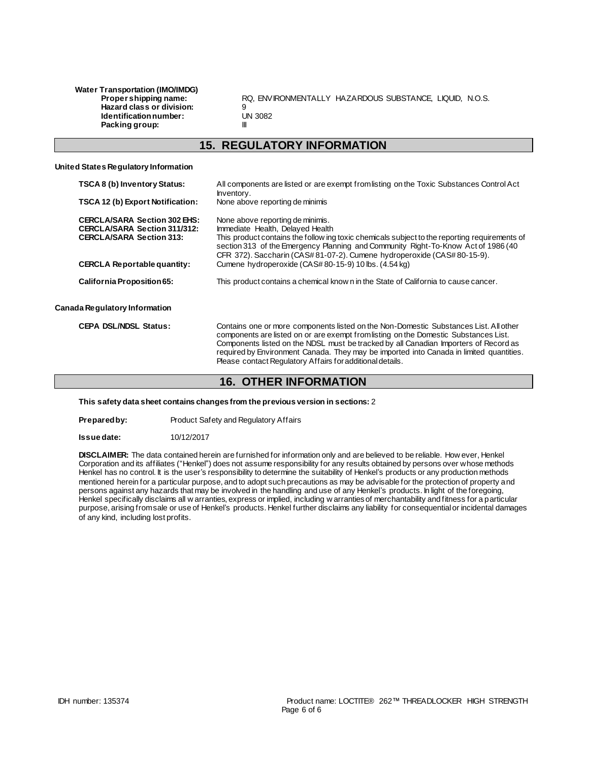**Water Transportation (IMO/IMDG)**

| | |
|---|---|
| **Proper shipping name:** | RQ, ENVIRONMENTALLY HAZARDOUS SUBSTANCE, LIQUID, N.O.S. |
| **Hazard class or division:** | 9 |
| **Identification number:** | UN 3082 |
| **Packing group:** | III |

## 15. REGULATORY INFORMATION

**United States Regulatory Information**

| | |
|---|---|
| **TSCA 8 (b) Inventory Status:** | All components are listed or are exempt from listing on the Toxic Substances Control Act Inventory. |
| **TSCA 12 (b) Export Notification:** | None above reporting de minimis |
| **CERCLA/SARA Section 302 EHS:** | None above reporting de minimis. |
| **CERCLA/SARA Section 311/312:** | Immediate Health, Delayed Health |
| **CERCLA/SARA Section 313:** | This product contains the following toxic chemicals subject to the reporting requirements of section 313 of the Emergency Planning and Community Right-To-Know Act of 1986 (40 CFR 372). Saccharin (CAS# 81-07-2). Cumene hydroperoxide (CAS# 80-15-9). |
| **CERCLA Reportable quantity:** | Cumene hydroperoxide (CAS# 80-15-9) 10 lbs. (4.54 kg) |
| **California Proposition 65:** | This product contains a chemical known in the State of California to cause cancer. |

**Canada Regulatory Information**

| | |
|---|---|
| **CEPA DSL/NDSL Status:** | Contains one or more components listed on the Non-Domestic Substances List. All other components are listed on or are exempt from listing on the Domestic Substances List. Components listed on the NDSL must be tracked by all Canadian Importers of Record as required by Environment Canada. They may be imported into Canada in limited quantities. Please contact Regulatory Affairs for additional details. |

## 16. OTHER INFORMATION

**This safety data sheet contains changes from the previous version in sections:** 2

**Prepared by:** Product Safety and Regulatory Affairs

**Issue date:** 10/12/2017

**DISCLAIMER:** The data contained herein are furnished for information only and are believed to be reliable. However, Henkel Corporation and its affiliates ("Henkel") does not assume responsibility for any results obtained by persons over whose methods Henkel has no control. It is the user's responsibility to determine the suitability of Henkel's products or any production methods mentioned herein for a particular purpose, and to adopt such precautions as may be advisable for the protection of property and persons against any hazards that may be involved in the handling and use of any Henkel's products. In light of the foregoing, Henkel specifically disclaims all warranties, express or implied, including warranties of merchantability and fitness for a particular purpose, arising from sale or use of Henkel's products. Henkel further disclaims any liability for consequential or incidental damages of any kind, including lost profits.